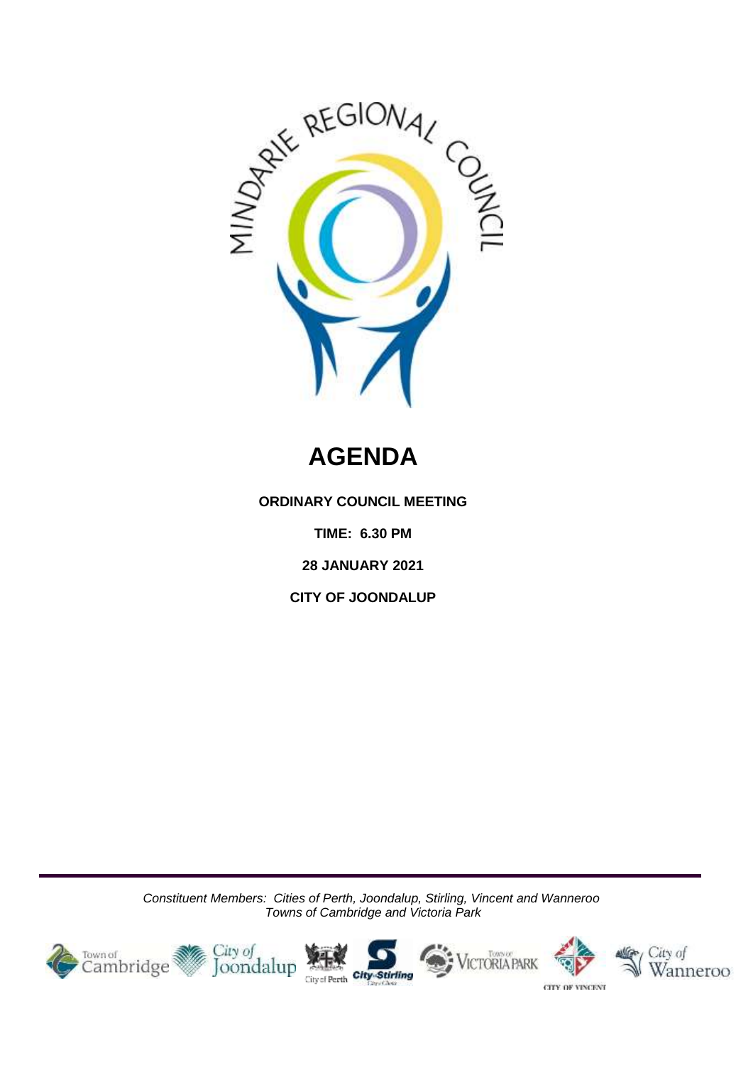# AGENDA

**ORDINARY COUNCIL MEETING**

**TIME: 6.30 PM**

**28 JANUARY 2021**

**CITY OF JOONDALUP**

*Constituent Members: Cities of Perth, Joondalup, Stirling, Vincent and Wanneroo*
*Towns of Cambridge and Victoria Park*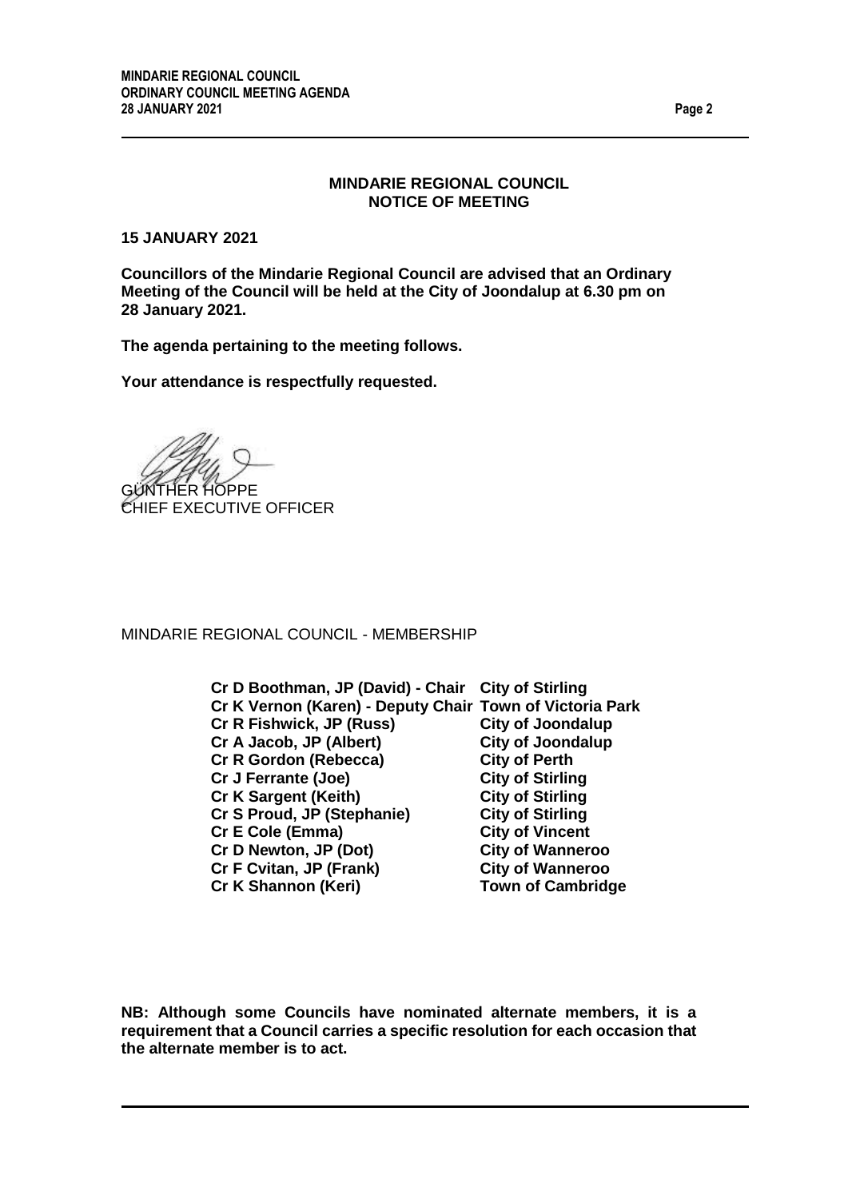## MINDARIE REGIONAL COUNCIL
## NOTICE OF MEETING

**15 JANUARY 2021**

**Councillors of the Mindarie Regional Council are advised that an Ordinary Meeting of the Council will be held at the City of Joondalup at 6.30 pm on 28 January 2021.**

**The agenda pertaining to the meeting follows.**

**Your attendance is respectfully requested.**

GÜNTHER HOPPE
CHIEF EXECUTIVE OFFICER

MINDARIE REGIONAL COUNCIL - MEMBERSHIP

| | |
|---|---|
| **Cr D Boothman, JP (David) - Chair** | **City of Stirling** |
| **Cr K Vernon (Karen) - Deputy Chair** | **Town of Victoria Park** |
| **Cr R Fishwick, JP (Russ)** | **City of Joondalup** |
| **Cr A Jacob, JP (Albert)** | **City of Joondalup** |
| **Cr R Gordon (Rebecca)** | **City of Perth** |
| **Cr J Ferrante (Joe)** | **City of Stirling** |
| **Cr K Sargent (Keith)** | **City of Stirling** |
| **Cr S Proud, JP (Stephanie)** | **City of Stirling** |
| **Cr E Cole (Emma)** | **City of Vincent** |
| **Cr D Newton, JP (Dot)** | **City of Wanneroo** |
| **Cr F Cvitan, JP (Frank)** | **City of Wanneroo** |
| **Cr K Shannon (Keri)** | **Town of Cambridge** |

**NB: Although some Councils have nominated alternate members, it is a requirement that a Council carries a specific resolution for each occasion that the alternate member is to act.**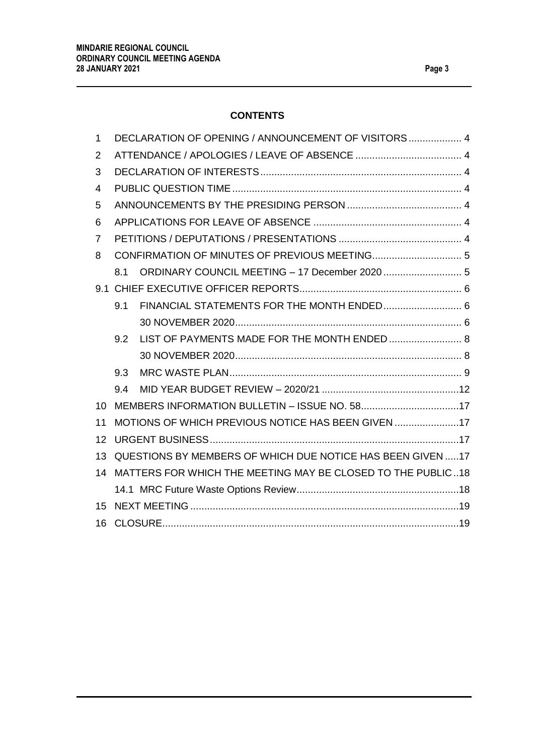## CONTENTS

| | | |
|---|---|---|
| 1 | DECLARATION OF OPENING / ANNOUNCEMENT OF VISITORS | 4 |
| 2 | ATTENDANCE / APOLOGIES / LEAVE OF ABSENCE | 4 |
| 3 | DECLARATION OF INTERESTS | 4 |
| 4 | PUBLIC QUESTION TIME | 4 |
| 5 | ANNOUNCEMENTS BY THE PRESIDING PERSON | 4 |
| 6 | APPLICATIONS FOR LEAVE OF ABSENCE | 4 |
| 7 | PETITIONS / DEPUTATIONS / PRESENTATIONS | 4 |
| 8 | CONFIRMATION OF MINUTES OF PREVIOUS MEETING | 5 |
| 8.1 | ORDINARY COUNCIL MEETING – 17 December 2020 | 5 |
| 9.1 | CHIEF EXECUTIVE OFFICER REPORTS | 6 |
| 9.1 | FINANCIAL STATEMENTS FOR THE MONTH ENDED 30 NOVEMBER 2020 | 6 |
| 9.2 | LIST OF PAYMENTS MADE FOR THE MONTH ENDED 30 NOVEMBER 2020 | 8 |
| 9.3 | MRC WASTE PLAN | 9 |
| 9.4 | MID YEAR BUDGET REVIEW – 2020/21 | 12 |
| 10 | MEMBERS INFORMATION BULLETIN – ISSUE NO. 58 | 17 |
| 11 | MOTIONS OF WHICH PREVIOUS NOTICE HAS BEEN GIVEN | 17 |
| 12 | URGENT BUSINESS | 17 |
| 13 | QUESTIONS BY MEMBERS OF WHICH DUE NOTICE HAS BEEN GIVEN | 17 |
| 14 | MATTERS FOR WHICH THE MEETING MAY BE CLOSED TO THE PUBLIC | 18 |
| 14.1 | MRC Future Waste Options Review | 18 |
| 15 | NEXT MEETING | 19 |
| 16 | CLOSURE | 19 |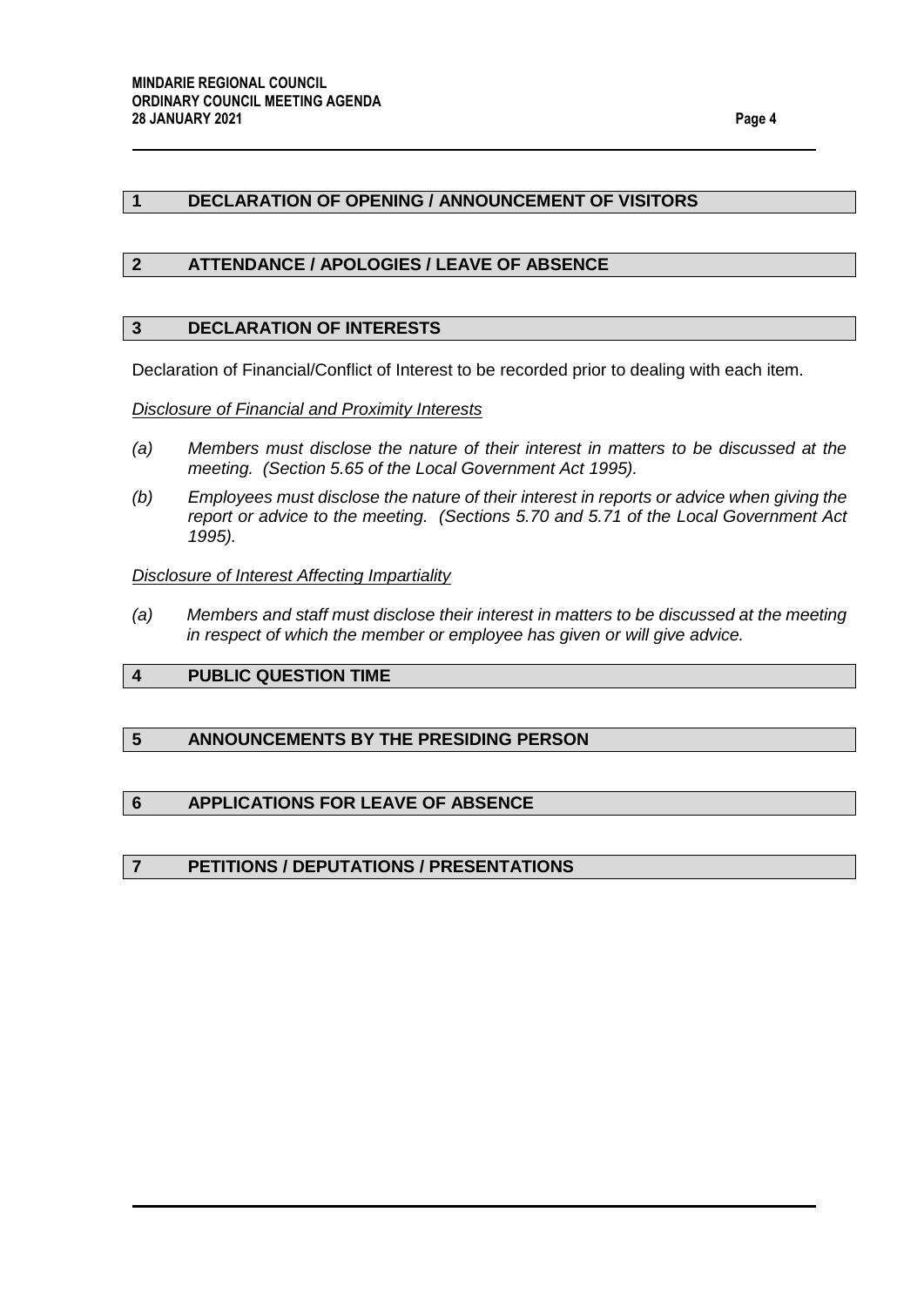## 1 DECLARATION OF OPENING / ANNOUNCEMENT OF VISITORS

## 2 ATTENDANCE / APOLOGIES / LEAVE OF ABSENCE

## 3 DECLARATION OF INTERESTS

Declaration of Financial/Conflict of Interest to be recorded prior to dealing with each item.

*Disclosure of Financial and Proximity Interests*

*(a) Members must disclose the nature of their interest in matters to be discussed at the meeting. (Section 5.65 of the Local Government Act 1995).*

*(b) Employees must disclose the nature of their interest in reports or advice when giving the report or advice to the meeting. (Sections 5.70 and 5.71 of the Local Government Act 1995).*

*Disclosure of Interest Affecting Impartiality*

*(a) Members and staff must disclose their interest in matters to be discussed at the meeting in respect of which the member or employee has given or will give advice.*

## 4 PUBLIC QUESTION TIME

## 5 ANNOUNCEMENTS BY THE PRESIDING PERSON

## 6 APPLICATIONS FOR LEAVE OF ABSENCE

## 7 PETITIONS / DEPUTATIONS / PRESENTATIONS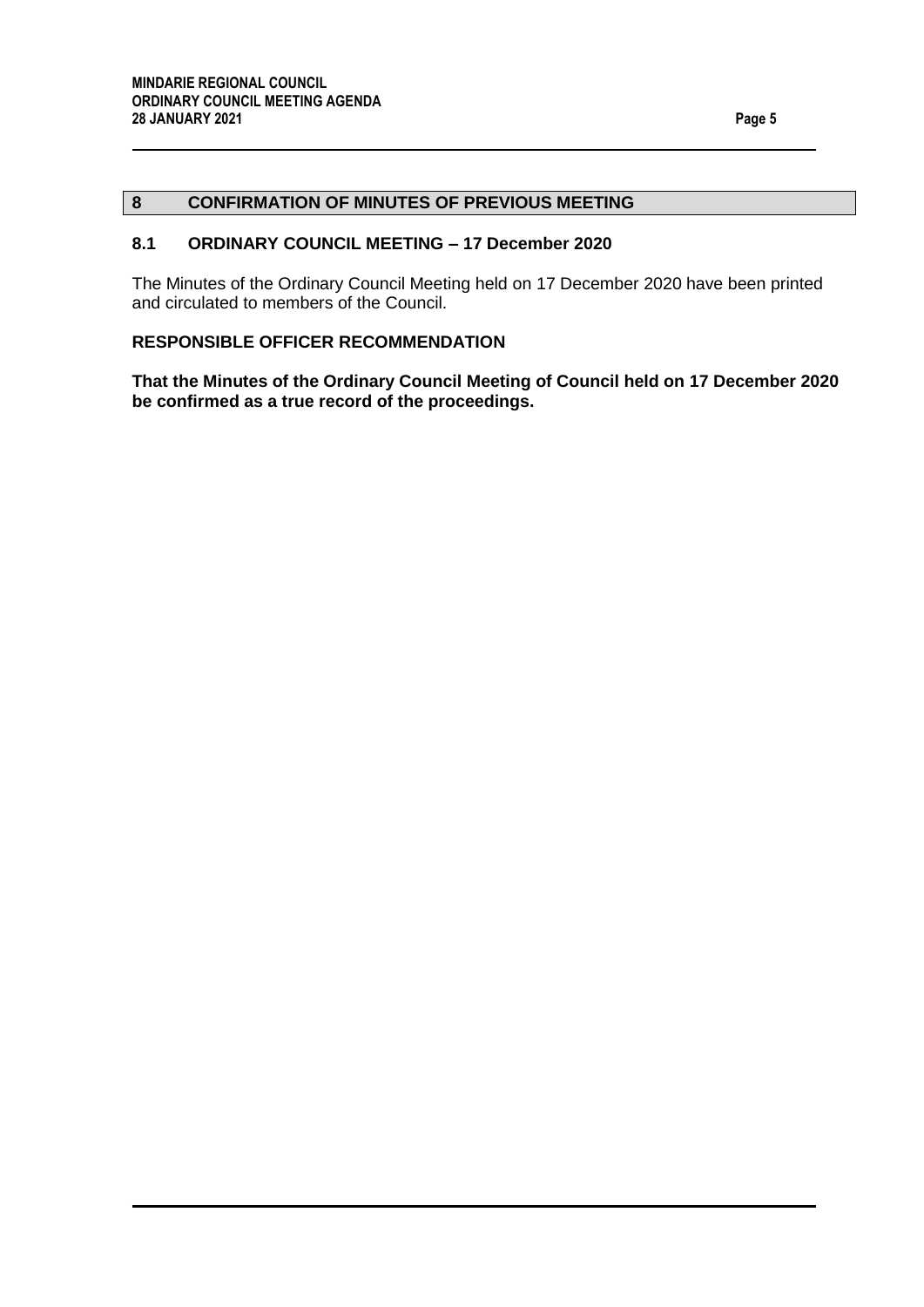## 8 CONFIRMATION OF MINUTES OF PREVIOUS MEETING

### 8.1 ORDINARY COUNCIL MEETING – 17 December 2020

The Minutes of the Ordinary Council Meeting held on 17 December 2020 have been printed and circulated to members of the Council.

**RESPONSIBLE OFFICER RECOMMENDATION**

**That the Minutes of the Ordinary Council Meeting of Council held on 17 December 2020 be confirmed as a true record of the proceedings.**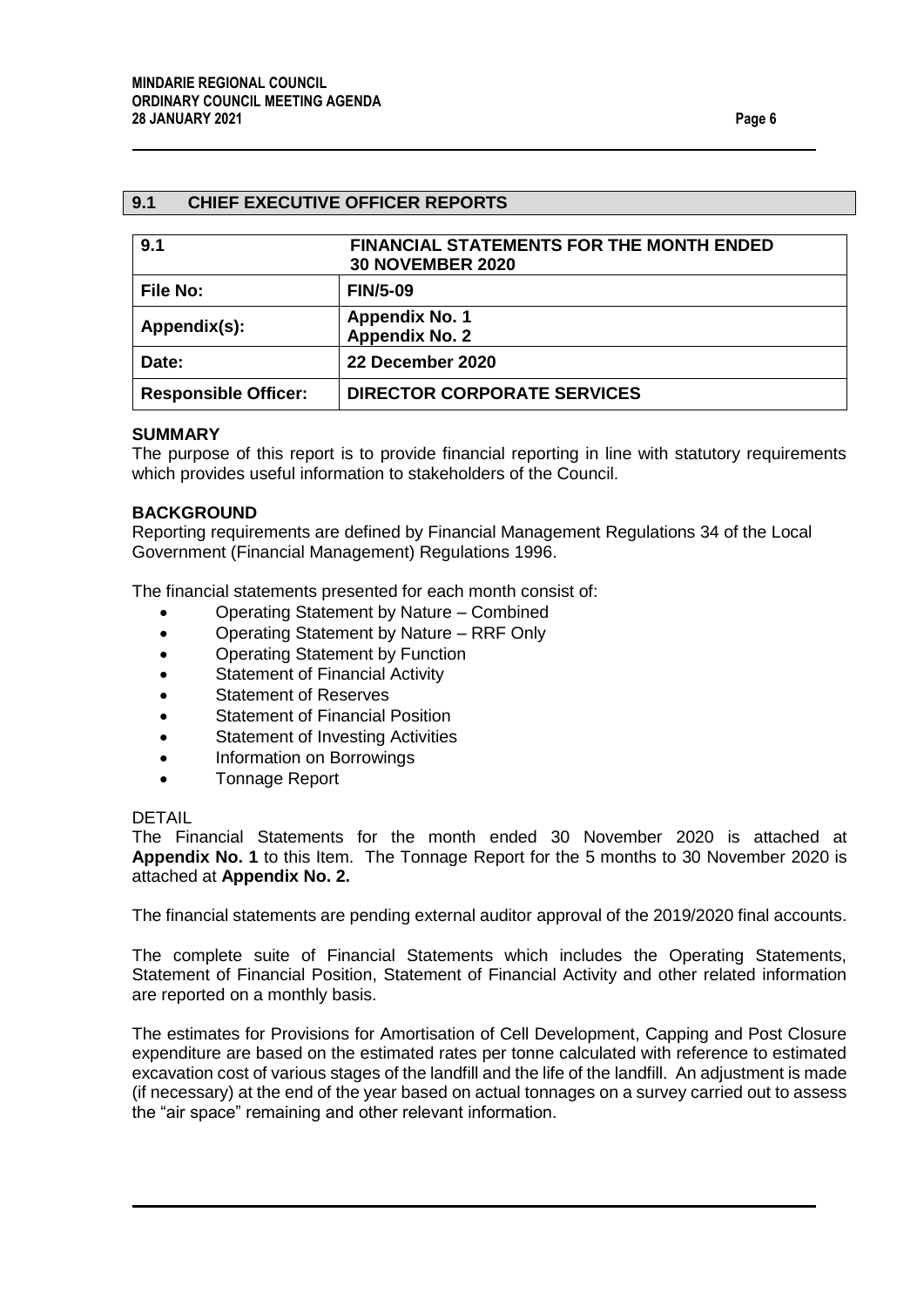## 9.1 CHIEF EXECUTIVE OFFICER REPORTS

| | |
|---|---|
| **9.1** | **FINANCIAL STATEMENTS FOR THE MONTH ENDED 30 NOVEMBER 2020** |
| **File No:** | **FIN/5-09** |
| **Appendix(s):** | **Appendix No. 1**<br>**Appendix No. 2** |
| **Date:** | **22 December 2020** |
| **Responsible Officer:** | **DIRECTOR CORPORATE SERVICES** |

**SUMMARY**

The purpose of this report is to provide financial reporting in line with statutory requirements which provides useful information to stakeholders of the Council.

**BACKGROUND**

Reporting requirements are defined by Financial Management Regulations 34 of the Local Government (Financial Management) Regulations 1996.

The financial statements presented for each month consist of:

- Operating Statement by Nature – Combined
- Operating Statement by Nature – RRF Only
- Operating Statement by Function
- Statement of Financial Activity
- Statement of Reserves
- Statement of Financial Position
- Statement of Investing Activities
- Information on Borrowings
- Tonnage Report

DETAIL

The Financial Statements for the month ended 30 November 2020 is attached at **Appendix No. 1** to this Item. The Tonnage Report for the 5 months to 30 November 2020 is attached at **Appendix No. 2.**

The financial statements are pending external auditor approval of the 2019/2020 final accounts.

The complete suite of Financial Statements which includes the Operating Statements, Statement of Financial Position, Statement of Financial Activity and other related information are reported on a monthly basis.

The estimates for Provisions for Amortisation of Cell Development, Capping and Post Closure expenditure are based on the estimated rates per tonne calculated with reference to estimated excavation cost of various stages of the landfill and the life of the landfill. An adjustment is made (if necessary) at the end of the year based on actual tonnages on a survey carried out to assess the "air space" remaining and other relevant information.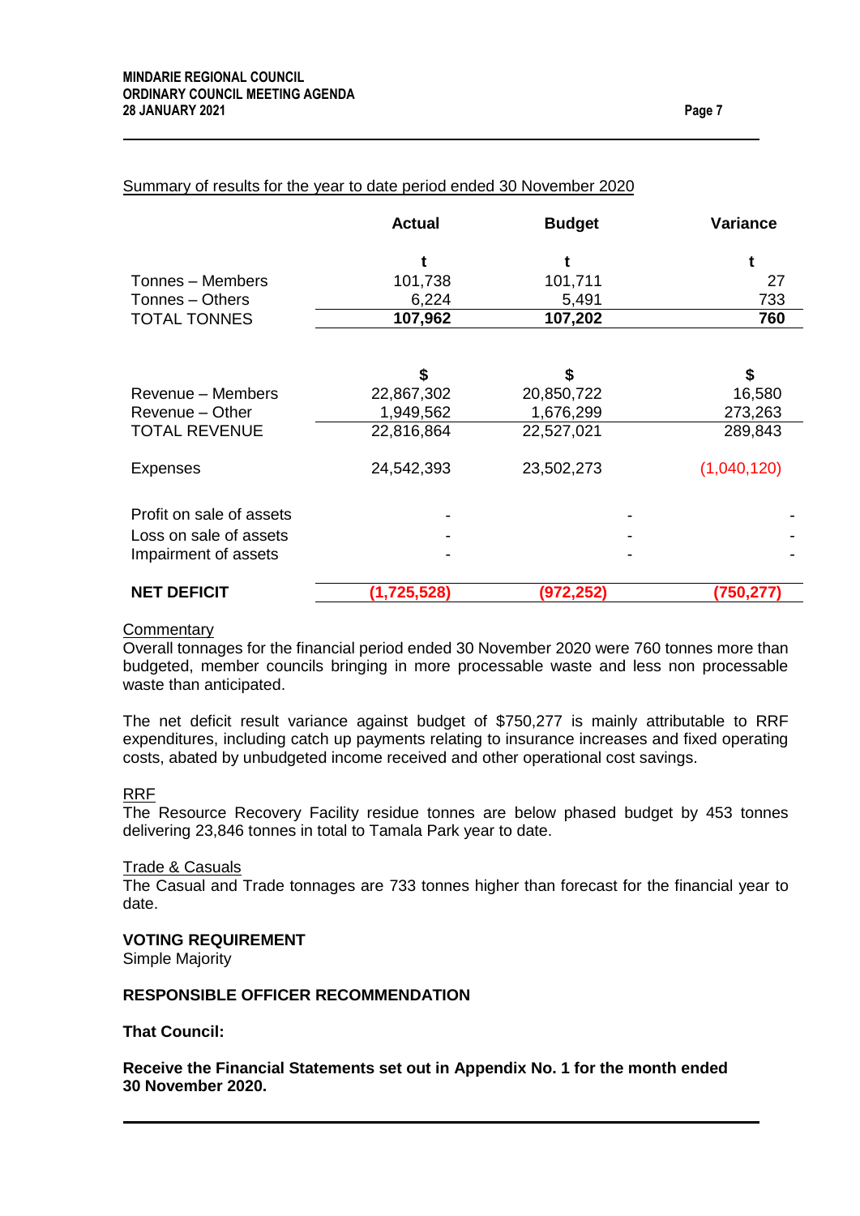Summary of results for the year to date period ended 30 November 2020

| | Actual | Budget | Variance |
|---|---|---|---|
| | t | t | t |
| Tonnes – Members | 101,738 | 101,711 | 27 |
| Tonnes – Others | 6,224 | 5,491 | 733 |
| TOTAL TONNES | **107,962** | **107,202** | **760** |
| | | | |
| | **$** | **$** | **$** |
| Revenue – Members | 22,867,302 | 20,850,722 | 16,580 |
| Revenue – Other | 1,949,562 | 1,676,299 | 273,263 |
| TOTAL REVENUE | 22,816,864 | 22,527,021 | 289,843 |
| | | | |
| Expenses | 24,542,393 | 23,502,273 | (1,040,120) |
| | | | |
| Profit on sale of assets | - | - | - |
| Loss on sale of assets | - | - | - |
| Impairment of assets | - | - | - |
| | | | |
| **NET DEFICIT** | **(1,725,528)** | **(972,252)** | **(750,277)** |

Commentary

Overall tonnages for the financial period ended 30 November 2020 were 760 tonnes more than budgeted, member councils bringing in more processable waste and less non processable waste than anticipated.

The net deficit result variance against budget of $750,277 is mainly attributable to RRF expenditures, including catch up payments relating to insurance increases and fixed operating costs, abated by unbudgeted income received and other operational cost savings.

RRF

The Resource Recovery Facility residue tonnes are below phased budget by 453 tonnes delivering 23,846 tonnes in total to Tamala Park year to date.

Trade & Casuals

The Casual and Trade tonnages are 733 tonnes higher than forecast for the financial year to date.

**VOTING REQUIREMENT**

Simple Majority

**RESPONSIBLE OFFICER RECOMMENDATION**

**That Council:**

**Receive the Financial Statements set out in Appendix No. 1 for the month ended 30 November 2020.**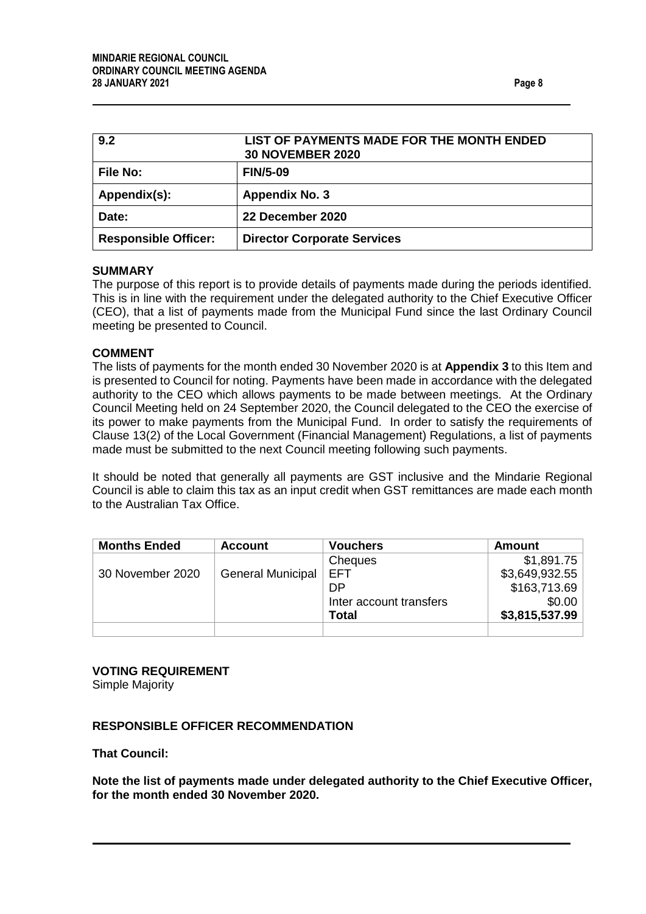| 9.2 | LIST OF PAYMENTS MADE FOR THE MONTH ENDED 30 NOVEMBER 2020 |
|---|---|
| **File No:** | **FIN/5-09** |
| **Appendix(s):** | **Appendix No. 3** |
| **Date:** | **22 December 2020** |
| **Responsible Officer:** | **Director Corporate Services** |

**SUMMARY**

The purpose of this report is to provide details of payments made during the periods identified. This is in line with the requirement under the delegated authority to the Chief Executive Officer (CEO), that a list of payments made from the Municipal Fund since the last Ordinary Council meeting be presented to Council.

**COMMENT**

The lists of payments for the month ended 30 November 2020 is at **Appendix 3** to this Item and is presented to Council for noting. Payments have been made in accordance with the delegated authority to the CEO which allows payments to be made between meetings. At the Ordinary Council Meeting held on 24 September 2020, the Council delegated to the CEO the exercise of its power to make payments from the Municipal Fund. In order to satisfy the requirements of Clause 13(2) of the Local Government (Financial Management) Regulations, a list of payments made must be submitted to the next Council meeting following such payments.

It should be noted that generally all payments are GST inclusive and the Mindarie Regional Council is able to claim this tax as an input credit when GST remittances are made each month to the Australian Tax Office.

| Months Ended | Account | Vouchers | Amount |
|---|---|---|---|
| 30 November 2020 | General Municipal | Cheques | $1,891.75 |
| | | EFT | $3,649,932.55 |
| | | DP | $163,713.69 |
| | | Inter account transfers | $0.00 |
| | | **Total** | **$3,815,537.99** |
| | | | |

**VOTING REQUIREMENT**

Simple Majority

**RESPONSIBLE OFFICER RECOMMENDATION**

**That Council:**

**Note the list of payments made under delegated authority to the Chief Executive Officer, for the month ended 30 November 2020.**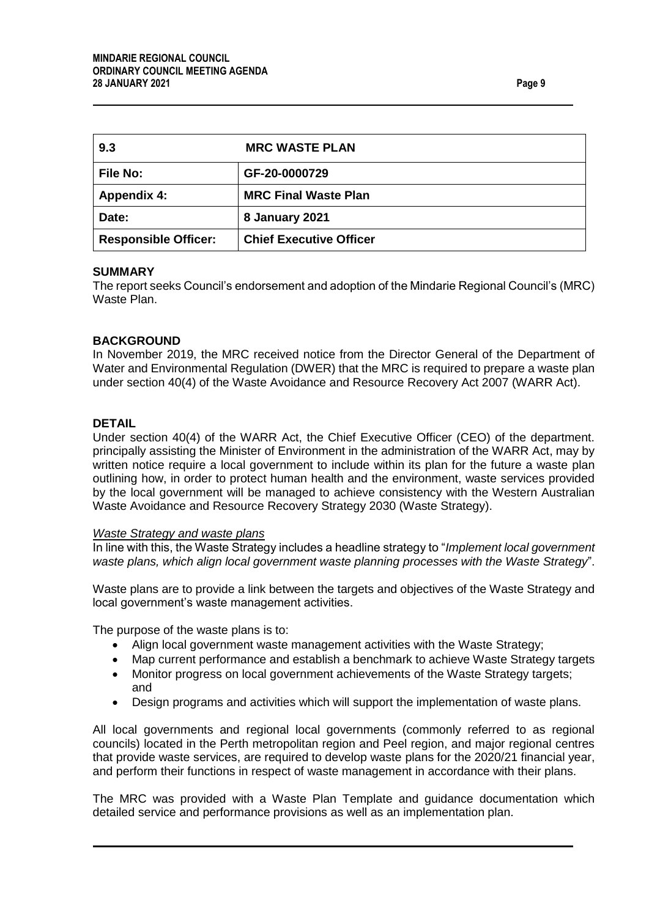| 9.3 | MRC WASTE PLAN |
|---|---|
| **File No:** | **GF-20-0000729** |
| **Appendix 4:** | **MRC Final Waste Plan** |
| **Date:** | **8 January 2021** |
| **Responsible Officer:** | **Chief Executive Officer** |

**SUMMARY**

The report seeks Council's endorsement and adoption of the Mindarie Regional Council's (MRC) Waste Plan.

**BACKGROUND**

In November 2019, the MRC received notice from the Director General of the Department of Water and Environmental Regulation (DWER) that the MRC is required to prepare a waste plan under section 40(4) of the Waste Avoidance and Resource Recovery Act 2007 (WARR Act).

**DETAIL**

Under section 40(4) of the WARR Act, the Chief Executive Officer (CEO) of the department. principally assisting the Minister of Environment in the administration of the WARR Act, may by written notice require a local government to include within its plan for the future a waste plan outlining how, in order to protect human health and the environment, waste services provided by the local government will be managed to achieve consistency with the Western Australian Waste Avoidance and Resource Recovery Strategy 2030 (Waste Strategy).

*Waste Strategy and waste plans*

In line with this, the Waste Strategy includes a headline strategy to "*Implement local government waste plans, which align local government waste planning processes with the Waste Strategy*".

Waste plans are to provide a link between the targets and objectives of the Waste Strategy and local government's waste management activities.

The purpose of the waste plans is to:

- Align local government waste management activities with the Waste Strategy;
- Map current performance and establish a benchmark to achieve Waste Strategy targets
- Monitor progress on local government achievements of the Waste Strategy targets; and
- Design programs and activities which will support the implementation of waste plans.

All local governments and regional local governments (commonly referred to as regional councils) located in the Perth metropolitan region and Peel region, and major regional centres that provide waste services, are required to develop waste plans for the 2020/21 financial year, and perform their functions in respect of waste management in accordance with their plans.

The MRC was provided with a Waste Plan Template and guidance documentation which detailed service and performance provisions as well as an implementation plan.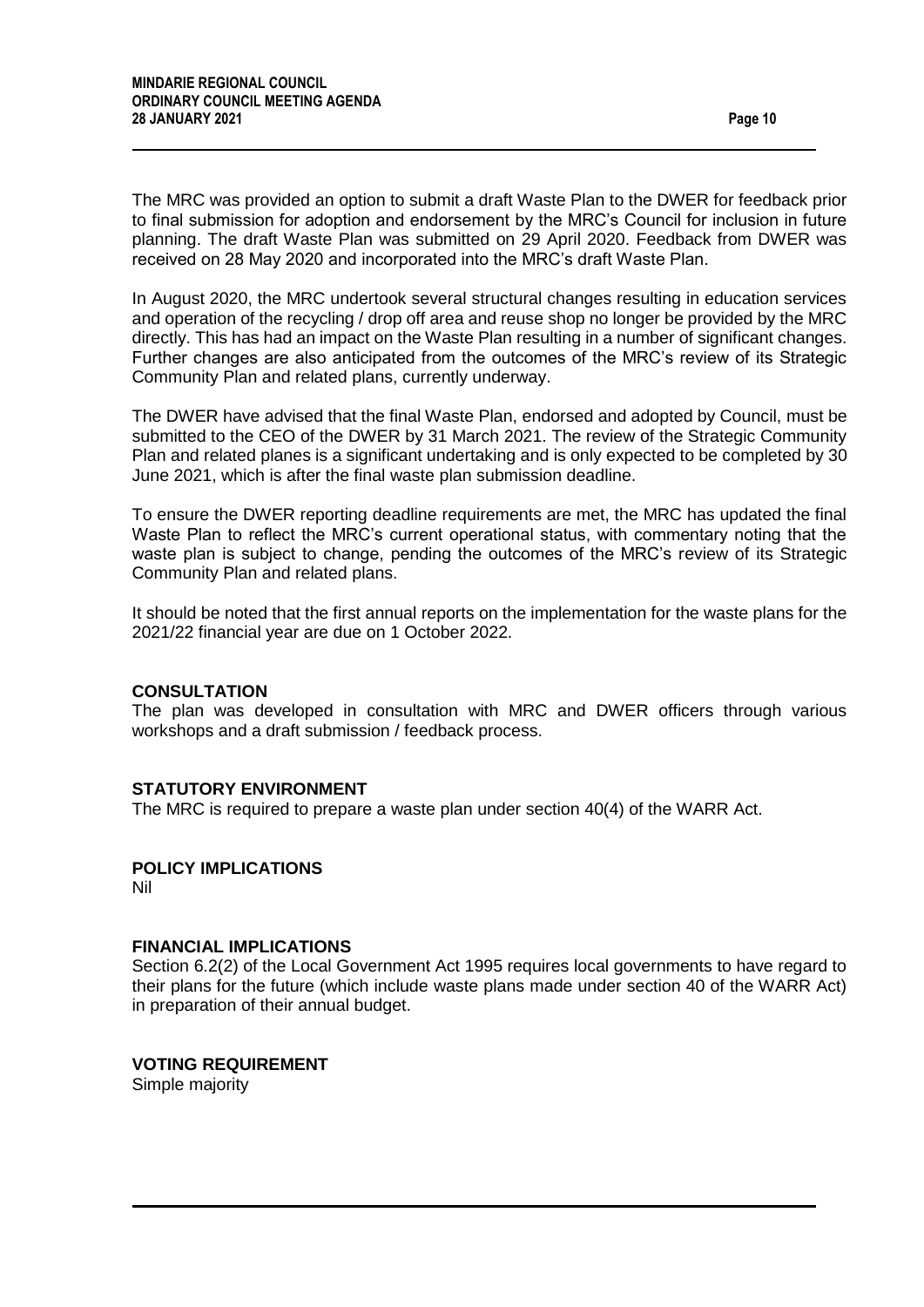The MRC was provided an option to submit a draft Waste Plan to the DWER for feedback prior to final submission for adoption and endorsement by the MRC's Council for inclusion in future planning. The draft Waste Plan was submitted on 29 April 2020. Feedback from DWER was received on 28 May 2020 and incorporated into the MRC's draft Waste Plan.

In August 2020, the MRC undertook several structural changes resulting in education services and operation of the recycling / drop off area and reuse shop no longer be provided by the MRC directly. This has had an impact on the Waste Plan resulting in a number of significant changes. Further changes are also anticipated from the outcomes of the MRC's review of its Strategic Community Plan and related plans, currently underway.

The DWER have advised that the final Waste Plan, endorsed and adopted by Council, must be submitted to the CEO of the DWER by 31 March 2021. The review of the Strategic Community Plan and related planes is a significant undertaking and is only expected to be completed by 30 June 2021, which is after the final waste plan submission deadline.

To ensure the DWER reporting deadline requirements are met, the MRC has updated the final Waste Plan to reflect the MRC's current operational status, with commentary noting that the waste plan is subject to change, pending the outcomes of the MRC's review of its Strategic Community Plan and related plans.

It should be noted that the first annual reports on the implementation for the waste plans for the 2021/22 financial year are due on 1 October 2022.

**CONSULTATION**

The plan was developed in consultation with MRC and DWER officers through various workshops and a draft submission / feedback process.

**STATUTORY ENVIRONMENT**

The MRC is required to prepare a waste plan under section 40(4) of the WARR Act.

**POLICY IMPLICATIONS**

Nil

**FINANCIAL IMPLICATIONS**

Section 6.2(2) of the Local Government Act 1995 requires local governments to have regard to their plans for the future (which include waste plans made under section 40 of the WARR Act) in preparation of their annual budget.

**VOTING REQUIREMENT**

Simple majority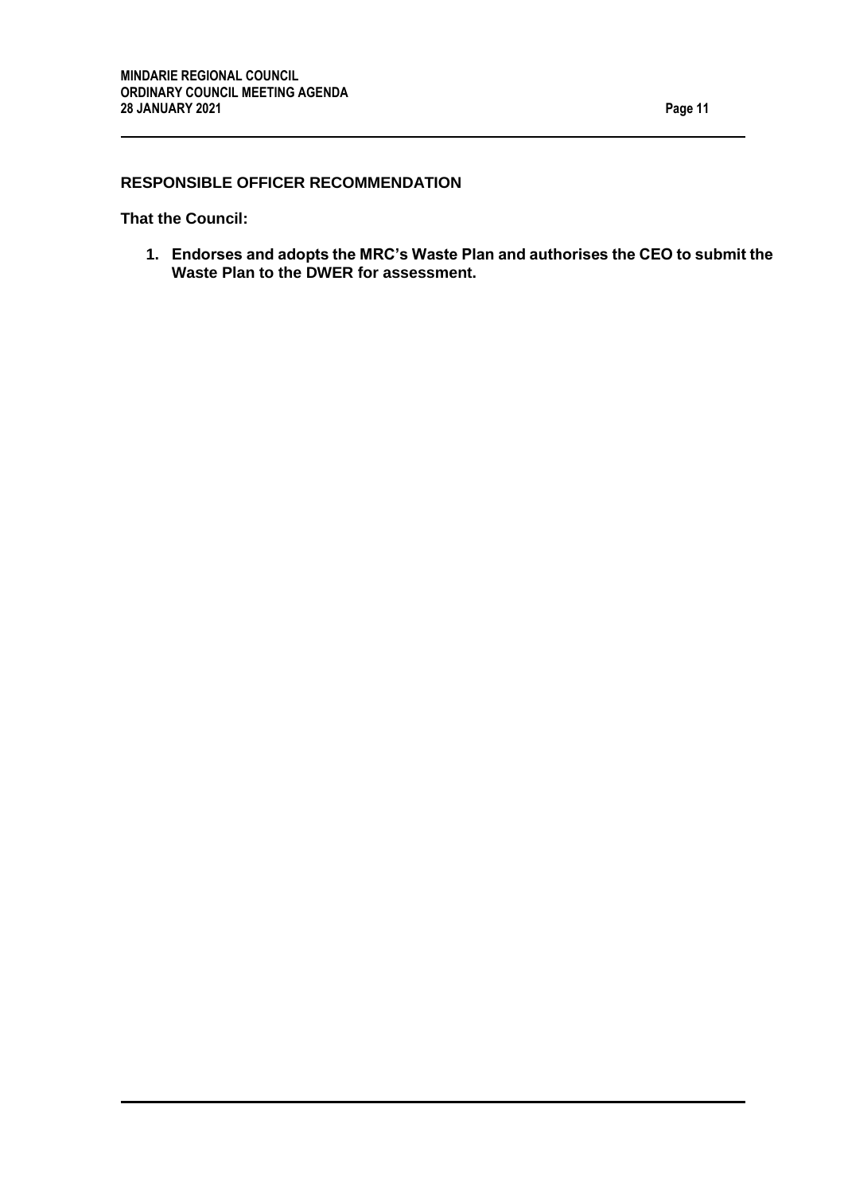## RESPONSIBLE OFFICER RECOMMENDATION

**That the Council:**

1. **Endorses and adopts the MRC's Waste Plan and authorises the CEO to submit the Waste Plan to the DWER for assessment.**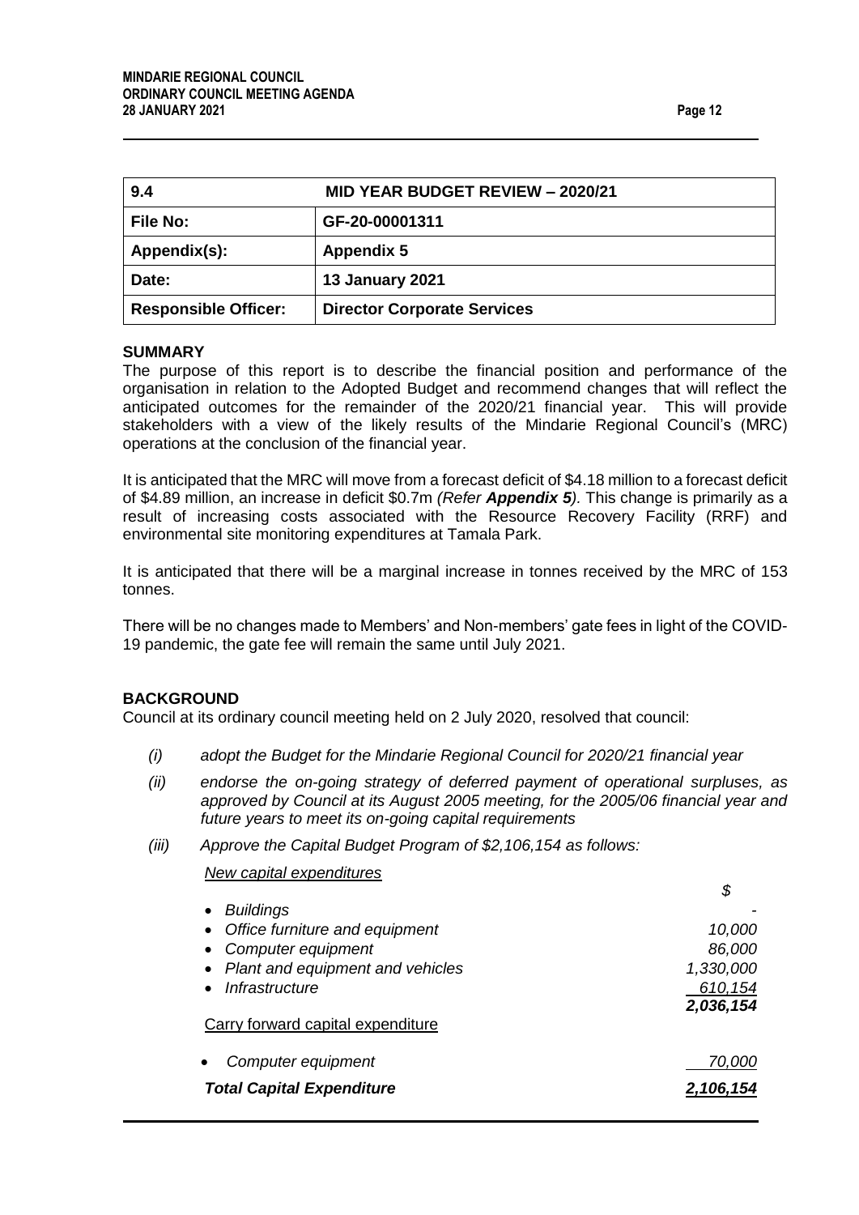| 9.4 | MID YEAR BUDGET REVIEW – 2020/21 |
|---|---|
| **File No:** | **GF-20-00001311** |
| **Appendix(s):** | **Appendix 5** |
| **Date:** | **13 January 2021** |
| **Responsible Officer:** | **Director Corporate Services** |

## SUMMARY

The purpose of this report is to describe the financial position and performance of the organisation in relation to the Adopted Budget and recommend changes that will reflect the anticipated outcomes for the remainder of the 2020/21 financial year. This will provide stakeholders with a view of the likely results of the Mindarie Regional Council's (MRC) operations at the conclusion of the financial year.

It is anticipated that the MRC will move from a forecast deficit of $4.18 million to a forecast deficit of $4.89 million, an increase in deficit $0.7m *(Refer **Appendix 5**).* This change is primarily as a result of increasing costs associated with the Resource Recovery Facility (RRF) and environmental site monitoring expenditures at Tamala Park.

It is anticipated that there will be a marginal increase in tonnes received by the MRC of 153 tonnes.

There will be no changes made to Members' and Non-members' gate fees in light of the COVID-19 pandemic, the gate fee will remain the same until July 2021.

## BACKGROUND

Council at its ordinary council meeting held on 2 July 2020, resolved that council:

*(i) adopt the Budget for the Mindarie Regional Council for 2020/21 financial year*

*(ii) endorse the on-going strategy of deferred payment of operational surpluses, as approved by Council at its August 2005 meeting, for the 2005/06 financial year and future years to meet its on-going capital requirements*

*(iii) Approve the Capital Budget Program of $2,106,154 as follows:*

| | |
|---|---|
| *New capital expenditures* | *$* |
| • *Buildings* | - |
| • *Office furniture and equipment* | *10,000* |
| • *Computer equipment* | *86,000* |
| • *Plant and equipment and vehicles* | *1,330,000* |
| • *Infrastructure* | *610,154* |
| | ***2,036,154*** |
| Carry forward capital expenditure | |
| • *Computer equipment* | *70,000* |
| ***Total Capital Expenditure*** | ***2,106,154*** |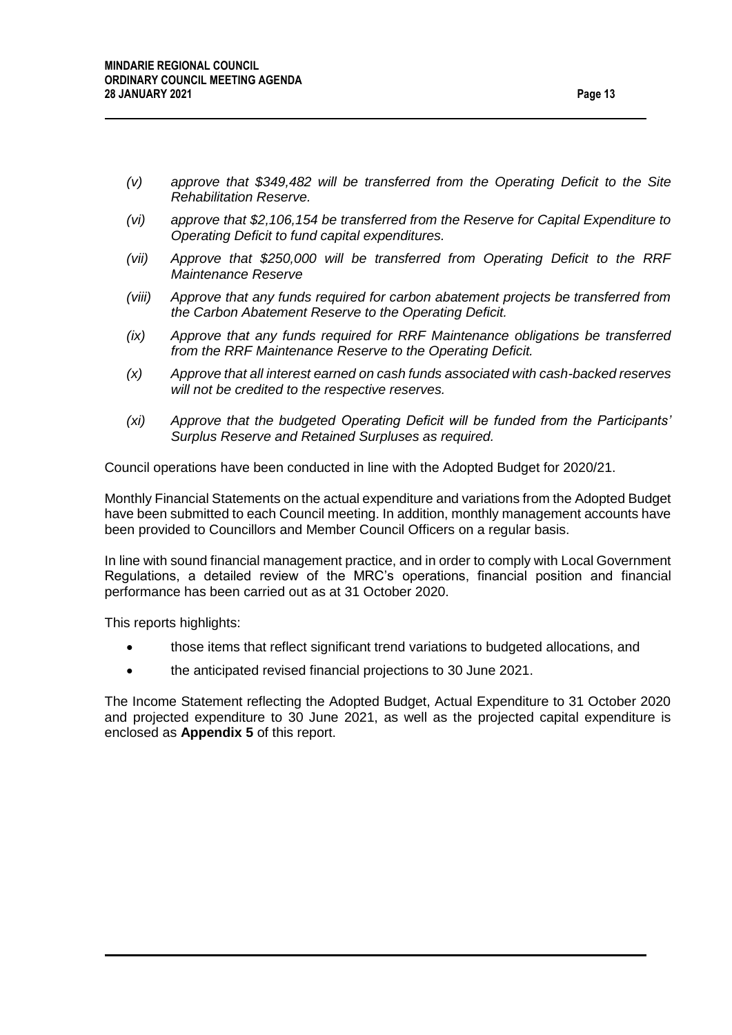- *(v) approve that $349,482 will be transferred from the Operating Deficit to the Site Rehabilitation Reserve.*
- *(vi) approve that $2,106,154 be transferred from the Reserve for Capital Expenditure to Operating Deficit to fund capital expenditures.*
- *(vii) Approve that $250,000 will be transferred from Operating Deficit to the RRF Maintenance Reserve*
- *(viii) Approve that any funds required for carbon abatement projects be transferred from the Carbon Abatement Reserve to the Operating Deficit.*
- *(ix) Approve that any funds required for RRF Maintenance obligations be transferred from the RRF Maintenance Reserve to the Operating Deficit.*
- *(x) Approve that all interest earned on cash funds associated with cash-backed reserves will not be credited to the respective reserves.*
- *(xi) Approve that the budgeted Operating Deficit will be funded from the Participants' Surplus Reserve and Retained Surpluses as required.*

Council operations have been conducted in line with the Adopted Budget for 2020/21.

Monthly Financial Statements on the actual expenditure and variations from the Adopted Budget have been submitted to each Council meeting. In addition, monthly management accounts have been provided to Councillors and Member Council Officers on a regular basis.

In line with sound financial management practice, and in order to comply with Local Government Regulations, a detailed review of the MRC's operations, financial position and financial performance has been carried out as at 31 October 2020.

This reports highlights:

- those items that reflect significant trend variations to budgeted allocations, and
- the anticipated revised financial projections to 30 June 2021.

The Income Statement reflecting the Adopted Budget, Actual Expenditure to 31 October 2020 and projected expenditure to 30 June 2021, as well as the projected capital expenditure is enclosed as **Appendix 5** of this report.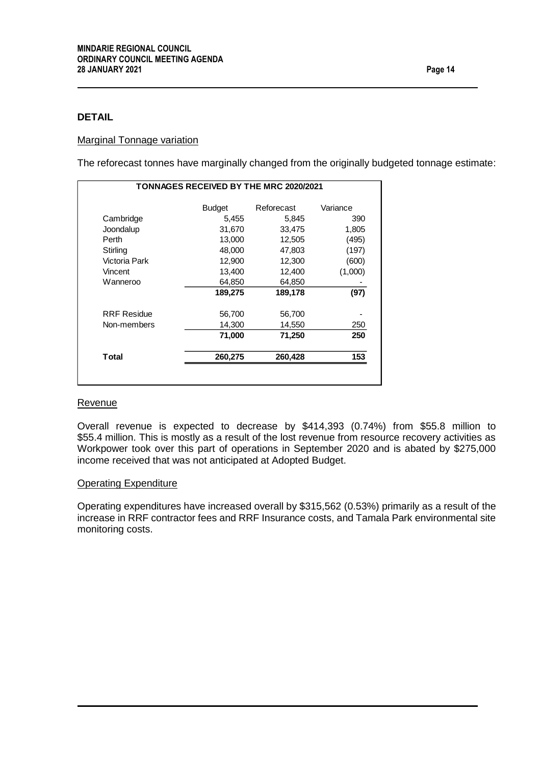## DETAIL

Marginal Tonnage variation

The reforecast tonnes have marginally changed from the originally budgeted tonnage estimate:

| TONNAGES RECEIVED BY THE MRC 2020/2021 | | | |
|---|---|---|---|
| | Budget | Reforecast | Variance |
| Cambridge | 5,455 | 5,845 | 390 |
| Joondalup | 31,670 | 33,475 | 1,805 |
| Perth | 13,000 | 12,505 | (495) |
| Stirling | 48,000 | 47,803 | (197) |
| Victoria Park | 12,900 | 12,300 | (600) |
| Vincent | 13,400 | 12,400 | (1,000) |
| Wanneroo | 64,850 | 64,850 | - |
| | **189,275** | **189,178** | **(97)** |
| RRF Residue | 56,700 | 56,700 | - |
| Non-members | 14,300 | 14,550 | 250 |
| | **71,000** | **71,250** | **250** |
| **Total** | **260,275** | **260,428** | **153** |

Revenue

Overall revenue is expected to decrease by $414,393 (0.74%) from $55.8 million to $55.4 million. This is mostly as a result of the lost revenue from resource recovery activities as Workpower took over this part of operations in September 2020 and is abated by $275,000 income received that was not anticipated at Adopted Budget.

Operating Expenditure

Operating expenditures have increased overall by $315,562 (0.53%) primarily as a result of the increase in RRF contractor fees and RRF Insurance costs, and Tamala Park environmental site monitoring costs.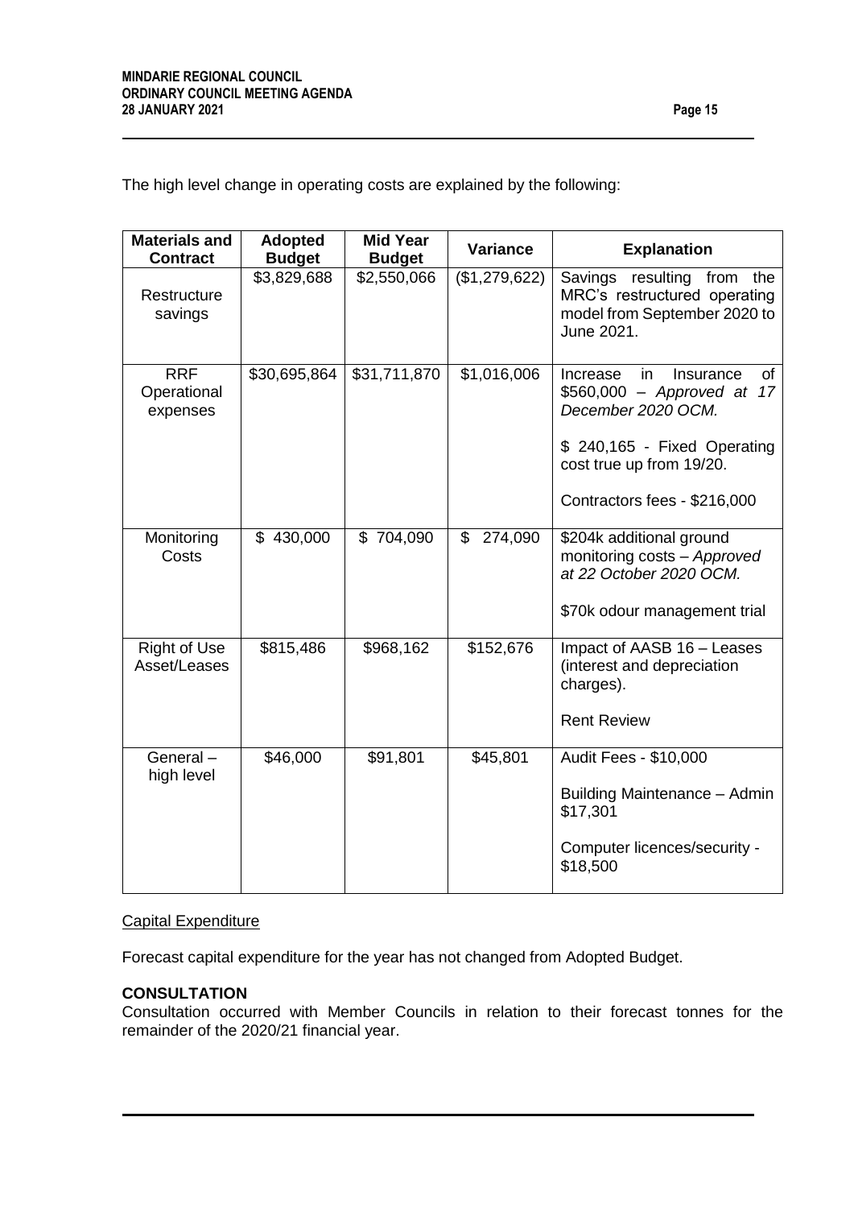The high level change in operating costs are explained by the following:

| Materials and Contract | Adopted Budget | Mid Year Budget | Variance | Explanation |
|---|---|---|---|---|
| Restructure savings | $3,829,688 | $2,550,066 | ($1,279,622) | Savings resulting from the MRC's restructured operating model from September 2020 to June 2021. |
| RRF Operational expenses | $30,695,864 | $31,711,870 | $1,016,006 | Increase in Insurance of $560,000 – *Approved at 17 December 2020 OCM.*<br><br>$ 240,165 - Fixed Operating cost true up from 19/20.<br><br>Contractors fees - $216,000 |
| Monitoring Costs | $ 430,000 | $ 704,090 | $ 274,090 | $204k additional ground monitoring costs – *Approved at 22 October 2020 OCM.*<br><br>$70k odour management trial |
| Right of Use Asset/Leases | $815,486 | $968,162 | $152,676 | Impact of AASB 16 – Leases (interest and depreciation charges).<br><br>Rent Review |
| General – high level | $46,000 | $91,801 | $45,801 | Audit Fees - $10,000<br><br>Building Maintenance – Admin $17,301<br><br>Computer licences/security - $18,500 |

Capital Expenditure

Forecast capital expenditure for the year has not changed from Adopted Budget.

**CONSULTATION**

Consultation occurred with Member Councils in relation to their forecast tonnes for the remainder of the 2020/21 financial year.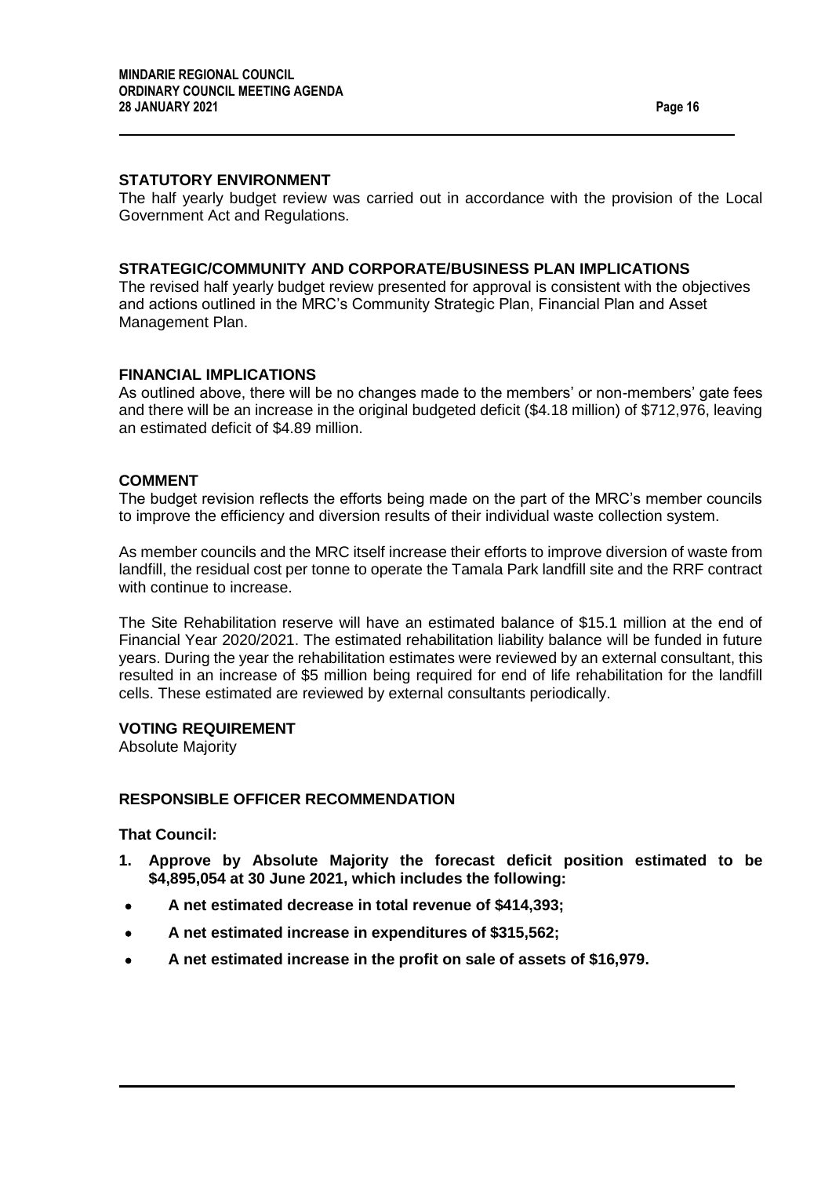## STATUTORY ENVIRONMENT

The half yearly budget review was carried out in accordance with the provision of the Local Government Act and Regulations.

## STRATEGIC/COMMUNITY AND CORPORATE/BUSINESS PLAN IMPLICATIONS

The revised half yearly budget review presented for approval is consistent with the objectives and actions outlined in the MRC's Community Strategic Plan, Financial Plan and Asset Management Plan.

## FINANCIAL IMPLICATIONS

As outlined above, there will be no changes made to the members' or non-members' gate fees and there will be an increase in the original budgeted deficit ($4.18 million) of $712,976, leaving an estimated deficit of $4.89 million.

## COMMENT

The budget revision reflects the efforts being made on the part of the MRC's member councils to improve the efficiency and diversion results of their individual waste collection system.

As member councils and the MRC itself increase their efforts to improve diversion of waste from landfill, the residual cost per tonne to operate the Tamala Park landfill site and the RRF contract with continue to increase.

The Site Rehabilitation reserve will have an estimated balance of $15.1 million at the end of Financial Year 2020/2021. The estimated rehabilitation liability balance will be funded in future years. During the year the rehabilitation estimates were reviewed by an external consultant, this resulted in an increase of $5 million being required for end of life rehabilitation for the landfill cells. These estimated are reviewed by external consultants periodically.

## VOTING REQUIREMENT

Absolute Majority

## RESPONSIBLE OFFICER RECOMMENDATION

**That Council:**

1. **Approve by Absolute Majority the forecast deficit position estimated to be $4,895,054 at 30 June 2021, which includes the following:**
   - **A net estimated decrease in total revenue of $414,393;**
   - **A net estimated increase in expenditures of $315,562;**
   - **A net estimated increase in the profit on sale of assets of $16,979.**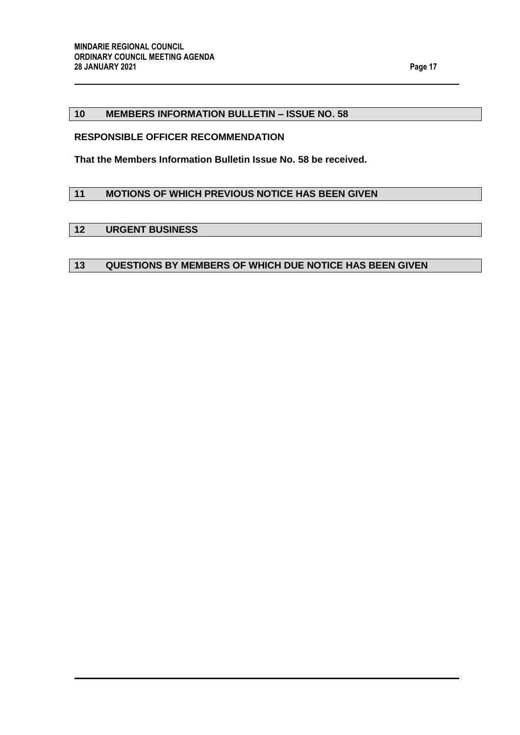## 10 MEMBERS INFORMATION BULLETIN – ISSUE NO. 58

**RESPONSIBLE OFFICER RECOMMENDATION**

**That the Members Information Bulletin Issue No. 58 be received.**

## 11 MOTIONS OF WHICH PREVIOUS NOTICE HAS BEEN GIVEN

## 12 URGENT BUSINESS

## 13 QUESTIONS BY MEMBERS OF WHICH DUE NOTICE HAS BEEN GIVEN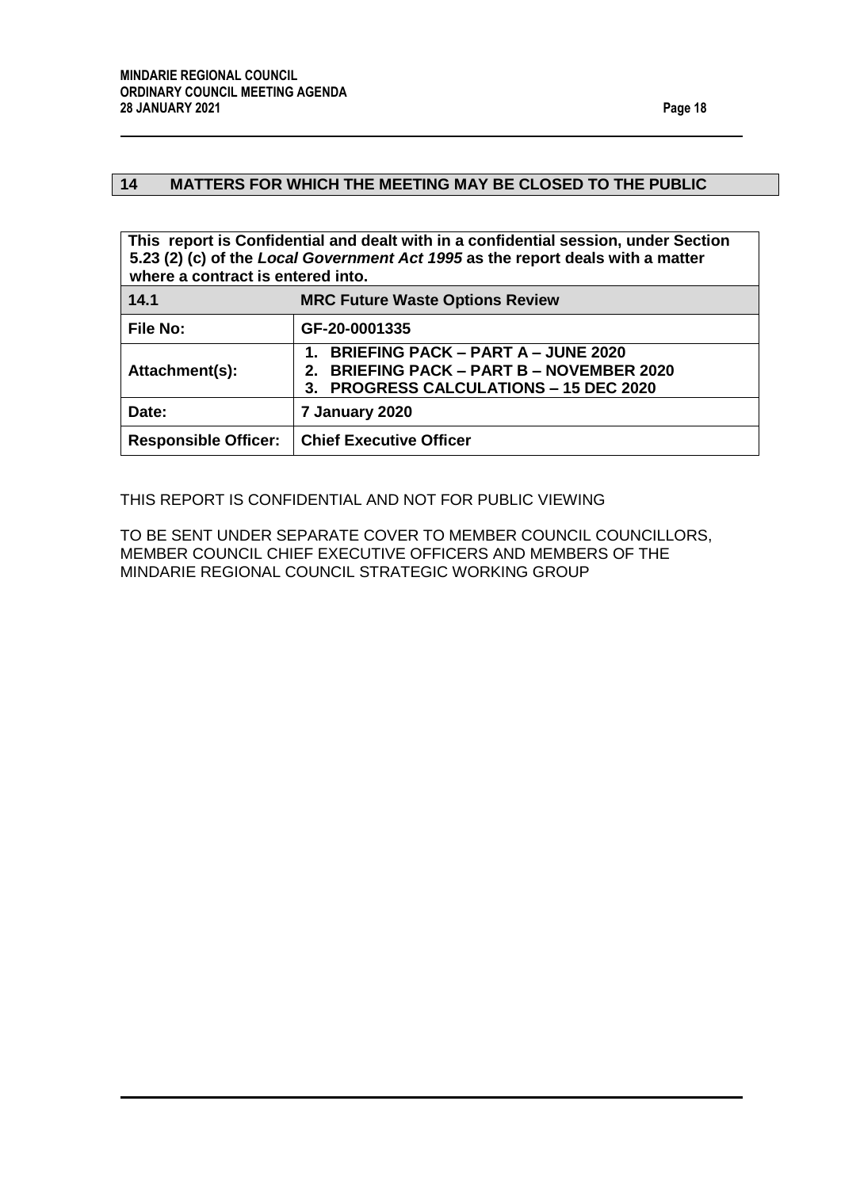## 14 MATTERS FOR WHICH THE MEETING MAY BE CLOSED TO THE PUBLIC

| **This report is Confidential and dealt with in a confidential session, under Section 5.23 (2) (c) of the *Local Government Act 1995* as the report deals with a matter where a contract is entered into.** | |
|---|---|
| **14.1** | **MRC Future Waste Options Review** |
| **File No:** | **GF-20-0001335** |
| **Attachment(s):** | **1. BRIEFING PACK – PART A – JUNE 2020**<br>**2. BRIEFING PACK – PART B – NOVEMBER 2020**<br>**3. PROGRESS CALCULATIONS – 15 DEC 2020** |
| **Date:** | **7 January 2020** |
| **Responsible Officer:** | **Chief Executive Officer** |

THIS REPORT IS CONFIDENTIAL AND NOT FOR PUBLIC VIEWING

TO BE SENT UNDER SEPARATE COVER TO MEMBER COUNCIL COUNCILLORS, MEMBER COUNCIL CHIEF EXECUTIVE OFFICERS AND MEMBERS OF THE MINDARIE REGIONAL COUNCIL STRATEGIC WORKING GROUP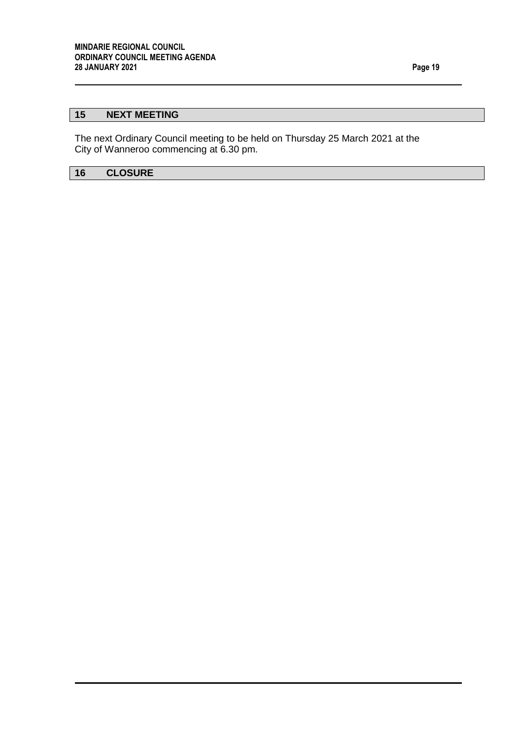## 15 NEXT MEETING

The next Ordinary Council meeting to be held on Thursday 25 March 2021 at the City of Wanneroo commencing at 6.30 pm.

## 16 CLOSURE